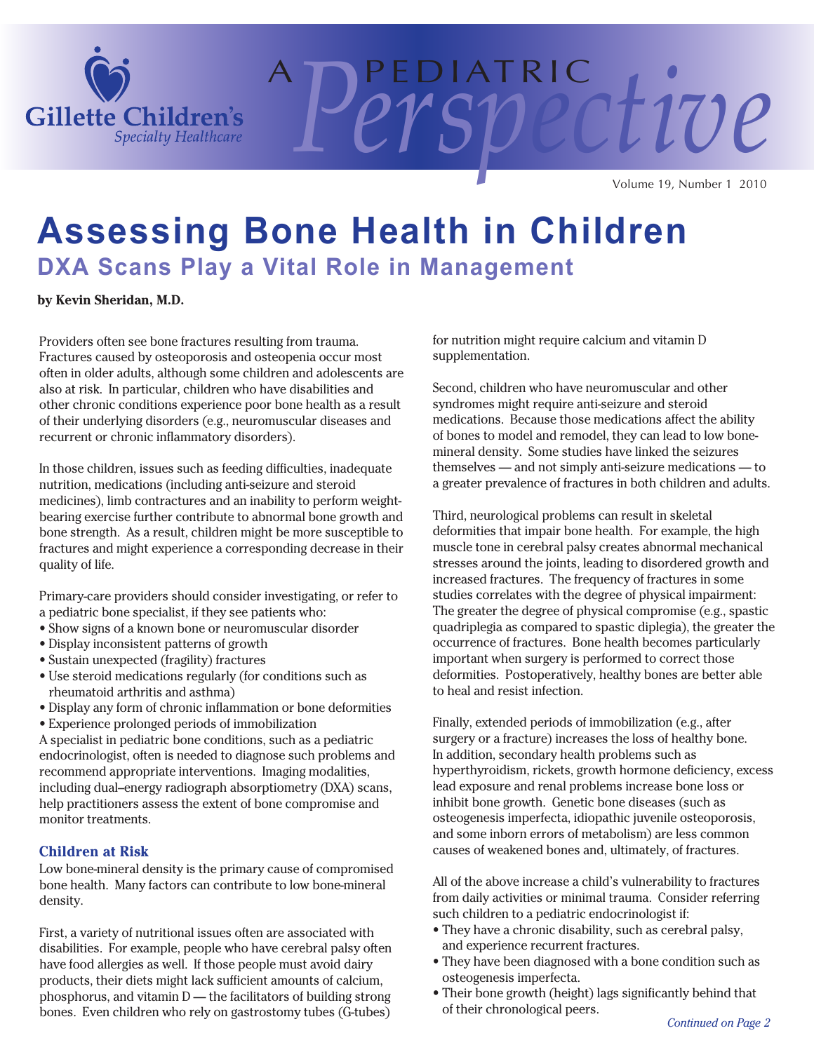Gillette Children's
*Specialty Healthcare*

A PEDIATRIC *Perspective*

# Assessing Bone Health in Children

## DXA Scans Play a Vital Role in Management

**by Kevin Sheridan, M.D.**

Providers often see bone fractures resulting from trauma. Fractures caused by osteoporosis and osteopenia occur most often in older adults, although some children and adolescents are also at risk. In particular, children who have disabilities and other chronic conditions experience poor bone health as a result of their underlying disorders (e.g., neuromuscular diseases and recurrent or chronic inflammatory disorders).

In those children, issues such as feeding difficulties, inadequate nutrition, medications (including anti-seizure and steroid medicines), limb contractures and an inability to perform weight-bearing exercise further contribute to abnormal bone growth and bone strength. As a result, children might be more susceptible to fractures and might experience a corresponding decrease in their quality of life.

Primary-care providers should consider investigating, or refer to a pediatric bone specialist, if they see patients who:

- Show signs of a known bone or neuromuscular disorder
- Display inconsistent patterns of growth
- Sustain unexpected (fragility) fractures
- Use steroid medications regularly (for conditions such as rheumatoid arthritis and asthma)
- Display any form of chronic inflammation or bone deformities
- Experience prolonged periods of immobilization

A specialist in pediatric bone conditions, such as a pediatric endocrinologist, often is needed to diagnose such problems and recommend appropriate interventions. Imaging modalities, including dual–energy radiograph absorptiometry (DXA) scans, help practitioners assess the extent of bone compromise and monitor treatments.

### Children at Risk

Low bone-mineral density is the primary cause of compromised bone health. Many factors can contribute to low bone-mineral density.

First, a variety of nutritional issues often are associated with disabilities. For example, people who have cerebral palsy often have food allergies as well. If those people must avoid dairy products, their diets might lack sufficient amounts of calcium, phosphorus, and vitamin D — the facilitators of building strong bones. Even children who rely on gastrostomy tubes (G-tubes) for nutrition might require calcium and vitamin D supplementation.

Second, children who have neuromuscular and other syndromes might require anti-seizure and steroid medications. Because those medications affect the ability of bones to model and remodel, they can lead to low bone-mineral density. Some studies have linked the seizures themselves — and not simply anti-seizure medications — to a greater prevalence of fractures in both children and adults.

Third, neurological problems can result in skeletal deformities that impair bone health. For example, the high muscle tone in cerebral palsy creates abnormal mechanical stresses around the joints, leading to disordered growth and increased fractures. The frequency of fractures in some studies correlates with the degree of physical impairment: The greater the degree of physical compromise (e.g., spastic quadriplegia as compared to spastic diplegia), the greater the occurrence of fractures. Bone health becomes particularly important when surgery is performed to correct those deformities. Postoperatively, healthy bones are better able to heal and resist infection.

Finally, extended periods of immobilization (e.g., after surgery or a fracture) increases the loss of healthy bone. In addition, secondary health problems such as hyperthyroidism, rickets, growth hormone deficiency, excess lead exposure and renal problems increase bone loss or inhibit bone growth. Genetic bone diseases (such as osteogenesis imperfecta, idiopathic juvenile osteoporosis, and some inborn errors of metabolism) are less common causes of weakened bones and, ultimately, of fractures.

All of the above increase a child's vulnerability to fractures from daily activities or minimal trauma. Consider referring such children to a pediatric endocrinologist if:

- They have a chronic disability, such as cerebral palsy, and experience recurrent fractures.
- They have been diagnosed with a bone condition such as osteogenesis imperfecta.
- Their bone growth (height) lags significantly behind that of their chronological peers.

*Continued on Page 2*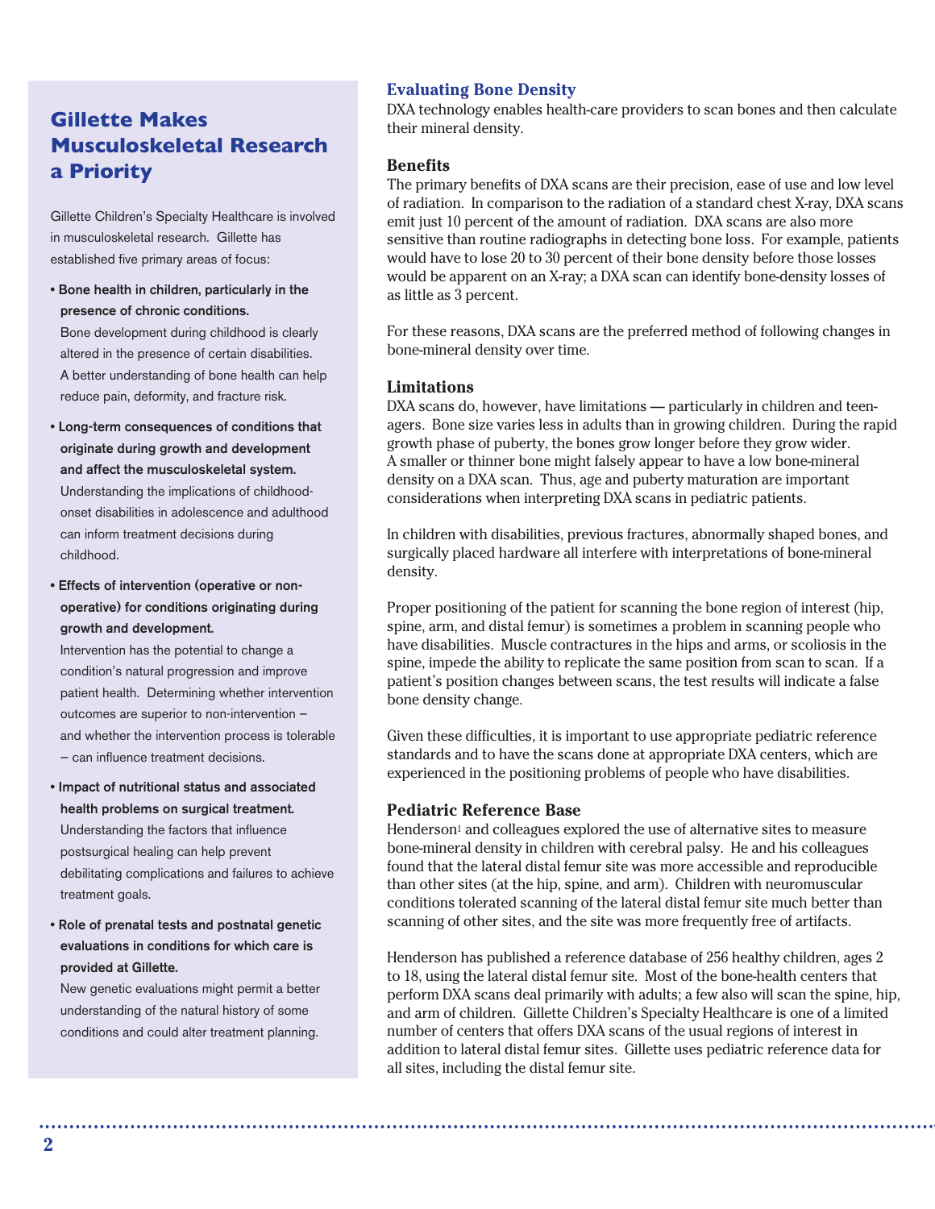## Gillette Makes Musculoskeletal Research a Priority

Gillette Children's Specialty Healthcare is involved in musculoskeletal research. Gillette has established five primary areas of focus:

- **Bone health in children, particularly in the presence of chronic conditions.**
  Bone development during childhood is clearly altered in the presence of certain disabilities. A better understanding of bone health can help reduce pain, deformity, and fracture risk.
- **Long-term consequences of conditions that originate during growth and development and affect the musculoskeletal system.**
  Understanding the implications of childhood-onset disabilities in adolescence and adulthood can inform treatment decisions during childhood.
- **Effects of intervention (operative or non-operative) for conditions originating during growth and development.**
  Intervention has the potential to change a condition's natural progression and improve patient health. Determining whether intervention outcomes are superior to non-intervention – and whether the intervention process is tolerable – can influence treatment decisions.
- **Impact of nutritional status and associated health problems on surgical treatment.**
  Understanding the factors that influence postsurgical healing can help prevent debilitating complications and failures to achieve treatment goals.
- **Role of prenatal tests and postnatal genetic evaluations in conditions for which care is provided at Gillette.**
  New genetic evaluations might permit a better understanding of the natural history of some conditions and could alter treatment planning.

## Evaluating Bone Density

DXA technology enables health-care providers to scan bones and then calculate their mineral density.

### Benefits

The primary benefits of DXA scans are their precision, ease of use and low level of radiation. In comparison to the radiation of a standard chest X-ray, DXA scans emit just 10 percent of the amount of radiation. DXA scans are also more sensitive than routine radiographs in detecting bone loss. For example, patients would have to lose 20 to 30 percent of their bone density before those losses would be apparent on an X-ray; a DXA scan can identify bone-density losses of as little as 3 percent.

For these reasons, DXA scans are the preferred method of following changes in bone-mineral density over time.

### Limitations

DXA scans do, however, have limitations — particularly in children and teenagers. Bone size varies less in adults than in growing children. During the rapid growth phase of puberty, the bones grow longer before they grow wider. A smaller or thinner bone might falsely appear to have a low bone-mineral density on a DXA scan. Thus, age and puberty maturation are important considerations when interpreting DXA scans in pediatric patients.

In children with disabilities, previous fractures, abnormally shaped bones, and surgically placed hardware all interfere with interpretations of bone-mineral density.

Proper positioning of the patient for scanning the bone region of interest (hip, spine, arm, and distal femur) is sometimes a problem in scanning people who have disabilities. Muscle contractures in the hips and arms, or scoliosis in the spine, impede the ability to replicate the same position from scan to scan. If a patient's position changes between scans, the test results will indicate a false bone density change.

Given these difficulties, it is important to use appropriate pediatric reference standards and to have the scans done at appropriate DXA centers, which are experienced in the positioning problems of people who have disabilities.

### Pediatric Reference Base

Henderson[1] and colleagues explored the use of alternative sites to measure bone-mineral density in children with cerebral palsy. He and his colleagues found that the lateral distal femur site was more accessible and reproducible than other sites (at the hip, spine, and arm). Children with neuromuscular conditions tolerated scanning of the lateral distal femur site much better than scanning of other sites, and the site was more frequently free of artifacts.

Henderson has published a reference database of 256 healthy children, ages 2 to 18, using the lateral distal femur site. Most of the bone-health centers that perform DXA scans deal primarily with adults; a few also will scan the spine, hip, and arm of children. Gillette Children's Specialty Healthcare is one of a limited number of centers that offers DXA scans of the usual regions of interest in addition to lateral distal femur sites. Gillette uses pediatric reference data for all sites, including the distal femur site.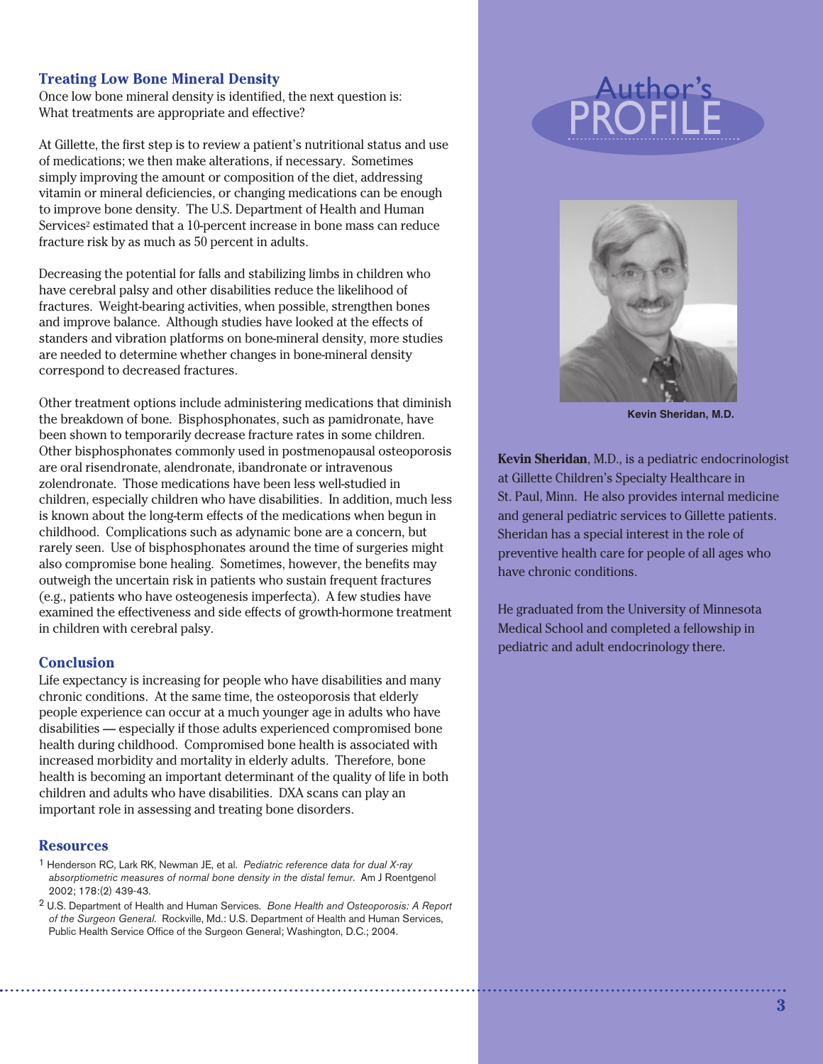### Treating Low Bone Mineral Density

Once low bone mineral density is identified, the next question is: What treatments are appropriate and effective?

At Gillette, the first step is to review a patient's nutritional status and use of medications; we then make alterations, if necessary. Sometimes simply improving the amount or composition of the diet, addressing vitamin or mineral deficiencies, or changing medications can be enough to improve bone density. The U.S. Department of Health and Human Services[2] estimated that a 10-percent increase in bone mass can reduce fracture risk by as much as 50 percent in adults.

Decreasing the potential for falls and stabilizing limbs in children who have cerebral palsy and other disabilities reduce the likelihood of fractures. Weight-bearing activities, when possible, strengthen bones and improve balance. Although studies have looked at the effects of standers and vibration platforms on bone-mineral density, more studies are needed to determine whether changes in bone-mineral density correspond to decreased fractures.

Other treatment options include administering medications that diminish the breakdown of bone. Bisphosphonates, such as pamidronate, have been shown to temporarily decrease fracture rates in some children. Other bisphosphonates commonly used in postmenopausal osteoporosis are oral risendronate, alendronate, ibandronate or intravenous zolendronate. Those medications have been less well-studied in children, especially children who have disabilities. In addition, much less is known about the long-term effects of the medications when begun in childhood. Complications such as adynamic bone are a concern, but rarely seen. Use of bisphosphonates around the time of surgeries might also compromise bone healing. Sometimes, however, the benefits may outweigh the uncertain risk in patients who sustain frequent fractures (e.g., patients who have osteogenesis imperfecta). A few studies have examined the effectiveness and side effects of growth-hormone treatment in children with cerebral palsy.

### Conclusion

Life expectancy is increasing for people who have disabilities and many chronic conditions. At the same time, the osteoporosis that elderly people experience can occur at a much younger age in adults who have disabilities — especially if those adults experienced compromised bone health during childhood. Compromised bone health is associated with increased morbidity and mortality in elderly adults. Therefore, bone health is becoming an important determinant of the quality of life in both children and adults who have disabilities. DXA scans can play an important role in assessing and treating bone disorders.

### Resources

1 Henderson RC, Lark RK, Newman JE, et al. *Pediatric reference data for dual X-ray absorptiometric measures of normal bone density in the distal femur*. Am J Roentgenol 2002; 178:(2) 439-43.

2 U.S. Department of Health and Human Services. *Bone Health and Osteoporosis: A Report of the Surgeon General*. Rockville, Md.: U.S. Department of Health and Human Services, Public Health Service Office of the Surgeon General; Washington, D.C.; 2004.

## Author's PROFILE

Kevin Sheridan, M.D.

**Kevin Sheridan**, M.D., is a pediatric endocrinologist at Gillette Children's Specialty Healthcare in St. Paul, Minn. He also provides internal medicine and general pediatric services to Gillette patients. Sheridan has a special interest in the role of preventive health care for people of all ages who have chronic conditions.

He graduated from the University of Minnesota Medical School and completed a fellowship in pediatric and adult endocrinology there.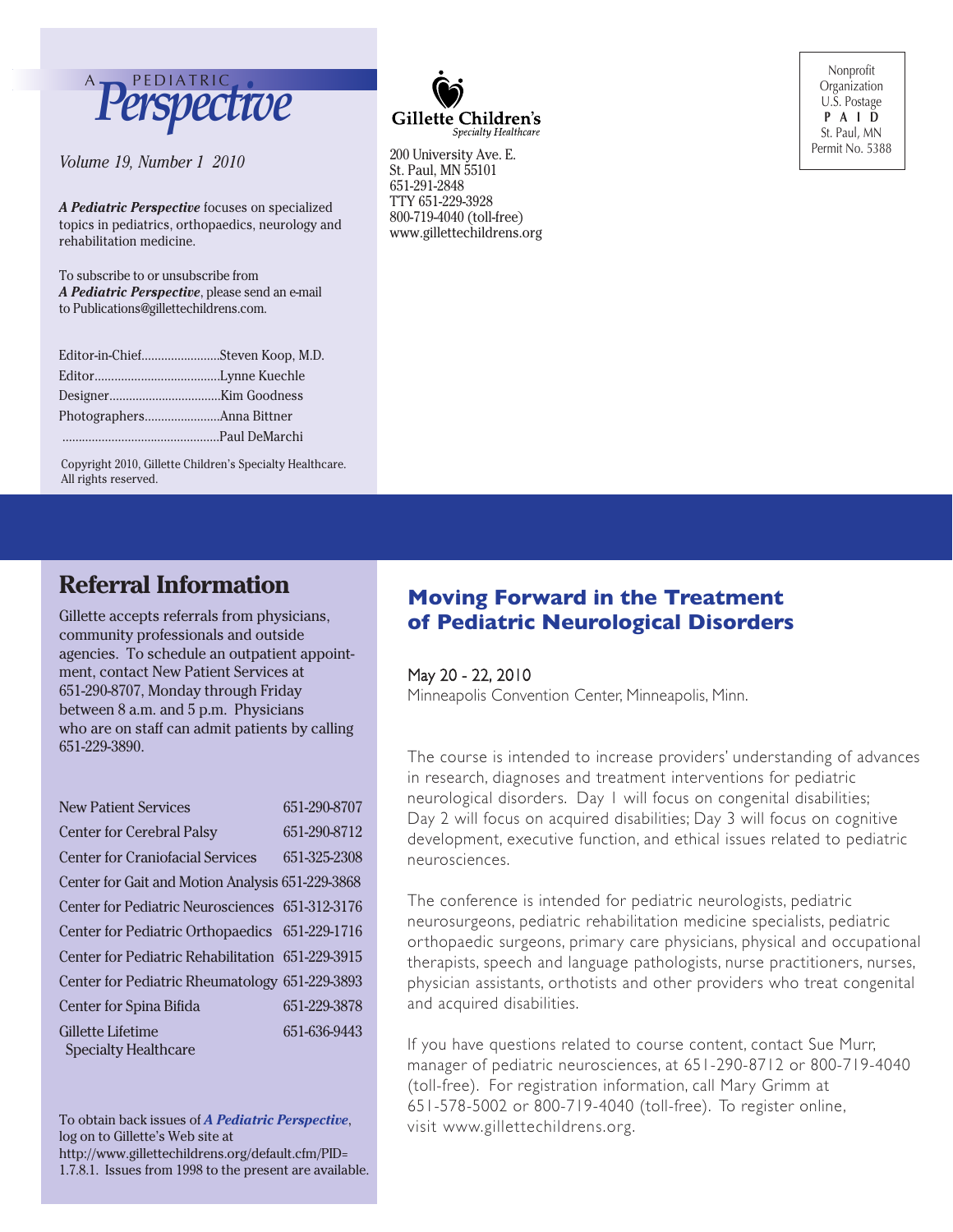A PEDIATRIC *Perspective*

*Volume 19, Number 1 2010*

***A Pediatric Perspective*** focuses on specialized topics in pediatrics, orthopaedics, neurology and rehabilitation medicine.

To subscribe to or unsubscribe from ***A Pediatric Perspective***, please send an e-mail to Publications@gillettechildrens.com.

Editor-in-Chief........................Steven Koop, M.D.
Editor......................................Lynne Kuechle
Designer..................................Kim Goodness
Photographers.......................Anna Bittner
...............................................Paul DeMarchi

Copyright 2010, Gillette Children's Specialty Healthcare. All rights reserved.

Gillette Children's Specialty Healthcare

200 University Ave. E.
St. Paul, MN 55101
651-291-2848
TTY 651-229-3928
800-719-4040 (toll-free)
www.gillettechildrens.org

Nonprofit Organization
U.S. Postage
**PAID**
St. Paul, MN
Permit No. 5388

## Referral Information

Gillette accepts referrals from physicians, community professionals and outside agencies. To schedule an outpatient appointment, contact New Patient Services at 651-290-8707, Monday through Friday between 8 a.m. and 5 p.m. Physicians who are on staff can admit patients by calling 651-229-3890.

| | |
|---|---|
| New Patient Services | 651-290-8707 |
| Center for Cerebral Palsy | 651-290-8712 |
| Center for Craniofacial Services | 651-325-2308 |
| Center for Gait and Motion Analysis | 651-229-3868 |
| Center for Pediatric Neurosciences | 651-312-3176 |
| Center for Pediatric Orthopaedics | 651-229-1716 |
| Center for Pediatric Rehabilitation | 651-229-3915 |
| Center for Pediatric Rheumatology | 651-229-3893 |
| Center for Spina Bifida | 651-229-3878 |
| Gillette Lifetime Specialty Healthcare | 651-636-9443 |

To obtain back issues of ***A Pediatric Perspective***, log on to Gillette's Web site at http://www.gillettechildrens.org/default.cfm/PID=1.7.8.1. Issues from 1998 to the present are available.

## Moving Forward in the Treatment of Pediatric Neurological Disorders

May 20 - 22, 2010
Minneapolis Convention Center, Minneapolis, Minn.

The course is intended to increase providers' understanding of advances in research, diagnoses and treatment interventions for pediatric neurological disorders. Day 1 will focus on congenital disabilities; Day 2 will focus on acquired disabilities; Day 3 will focus on cognitive development, executive function, and ethical issues related to pediatric neurosciences.

The conference is intended for pediatric neurologists, pediatric neurosurgeons, pediatric rehabilitation medicine specialists, pediatric orthopaedic surgeons, primary care physicians, physical and occupational therapists, speech and language pathologists, nurse practitioners, nurses, physician assistants, orthotists and other providers who treat congenital and acquired disabilities.

If you have questions related to course content, contact Sue Murr, manager of pediatric neurosciences, at 651-290-8712 or 800-719-4040 (toll-free). For registration information, call Mary Grimm at 651-578-5002 or 800-719-4040 (toll-free). To register online, visit www.gillettechildrens.org.